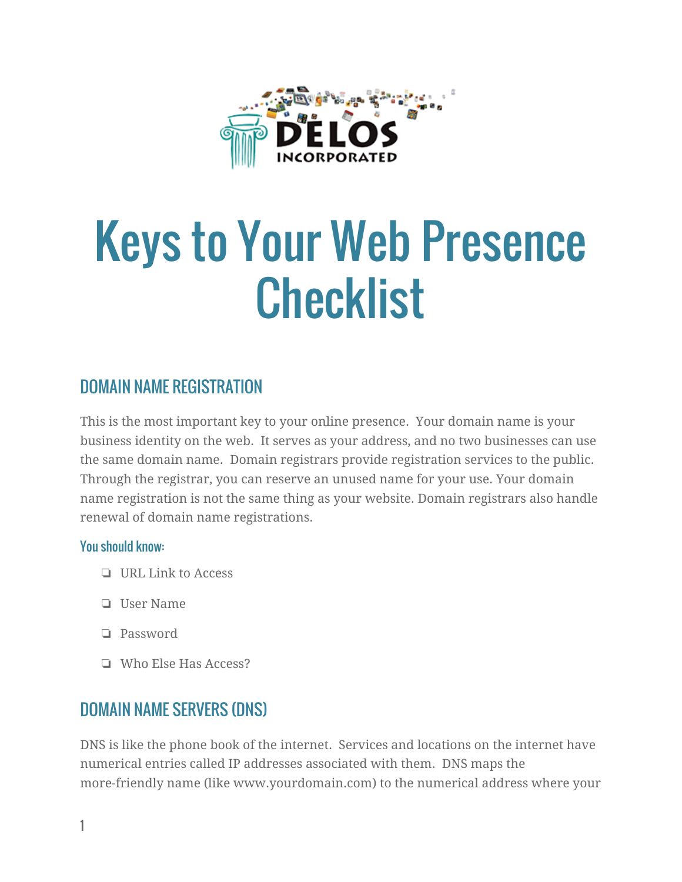# Keys to Your Web Presence Checklist

## DOMAIN NAME REGISTRATION

This is the most important key to your online presence. Your domain name is your business identity on the web. It serves as your address, and no two businesses can use the same domain name. Domain registrars provide registration services to the public. Through the registrar, you can reserve an unused name for your use. Your domain name registration is not the same thing as your website. Domain registrars also handle renewal of domain name registrations.

### You should know:

- ❏ URL Link to Access
- ❏ User Name
- ❏ Password
- ❏ Who Else Has Access?

## DOMAIN NAME SERVERS (DNS)

DNS is like the phone book of the internet. Services and locations on the internet have numerical entries called IP addresses associated with them. DNS maps the more-friendly name (like www.yourdomain.com) to the numerical address where your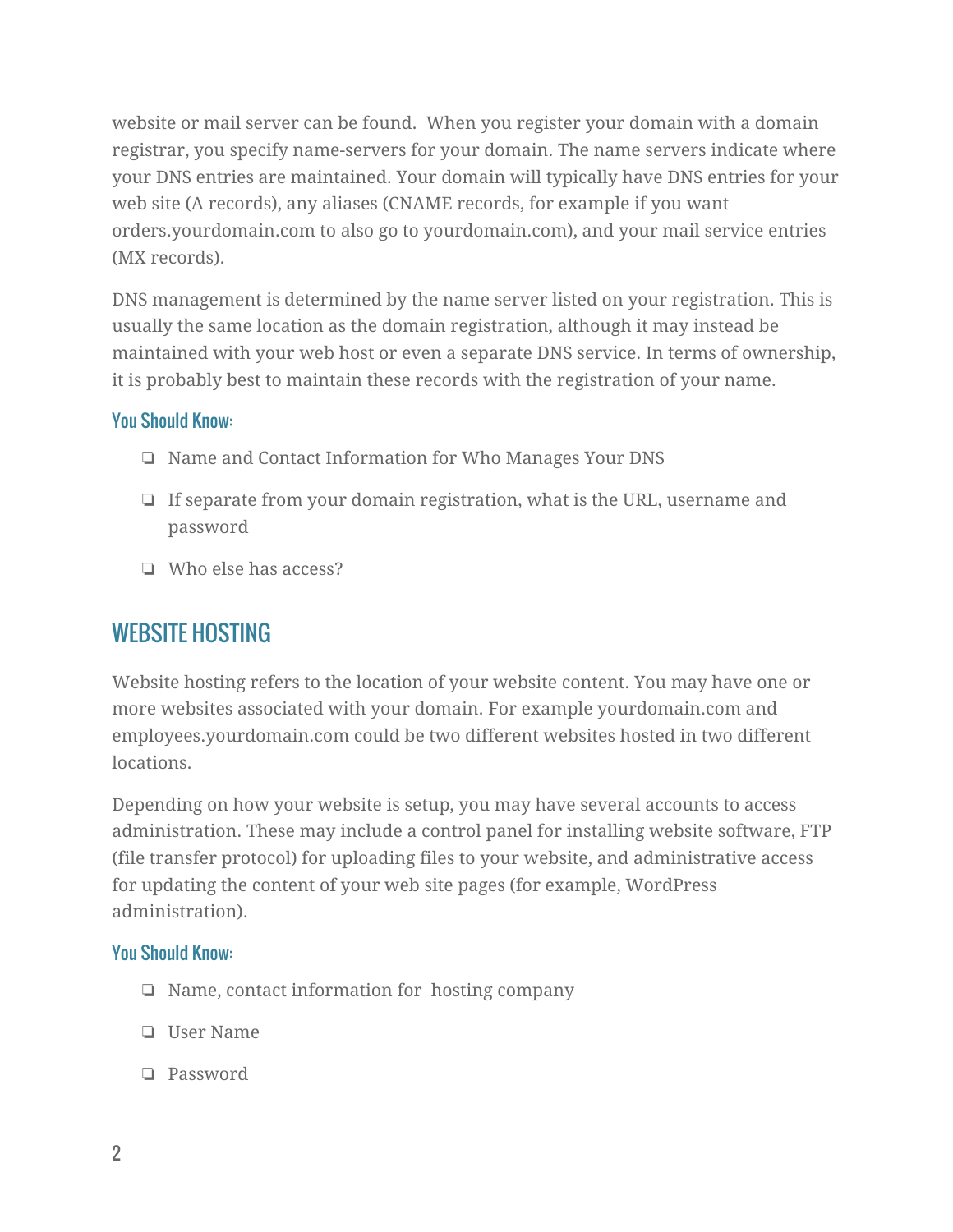website or mail server can be found.  When you register your domain with a domain registrar, you specify name-servers for your domain. The name servers indicate where your DNS entries are maintained. Your domain will typically have DNS entries for your web site (A records), any aliases (CNAME records, for example if you want orders.yourdomain.com to also go to yourdomain.com), and your mail service entries (MX records).

DNS management is determined by the name server listed on your registration. This is usually the same location as the domain registration, although it may instead be maintained with your web host or even a separate DNS service. In terms of ownership, it is probably best to maintain these records with the registration of your name.

### You Should Know:

- ❏ Name and Contact Information for Who Manages Your DNS
- ❏ If separate from your domain registration, what is the URL, username and password
- ❏ Who else has access?

## WEBSITE HOSTING

Website hosting refers to the location of your website content. You may have one or more websites associated with your domain. For example yourdomain.com and employees.yourdomain.com could be two different websites hosted in two different locations.

Depending on how your website is setup, you may have several accounts to access administration. These may include a control panel for installing website software, FTP (file transfer protocol) for uploading files to your website, and administrative access for updating the content of your web site pages (for example, WordPress administration).

### You Should Know:

- ❏ Name, contact information for  hosting company
- ❏ User Name
- ❏ Password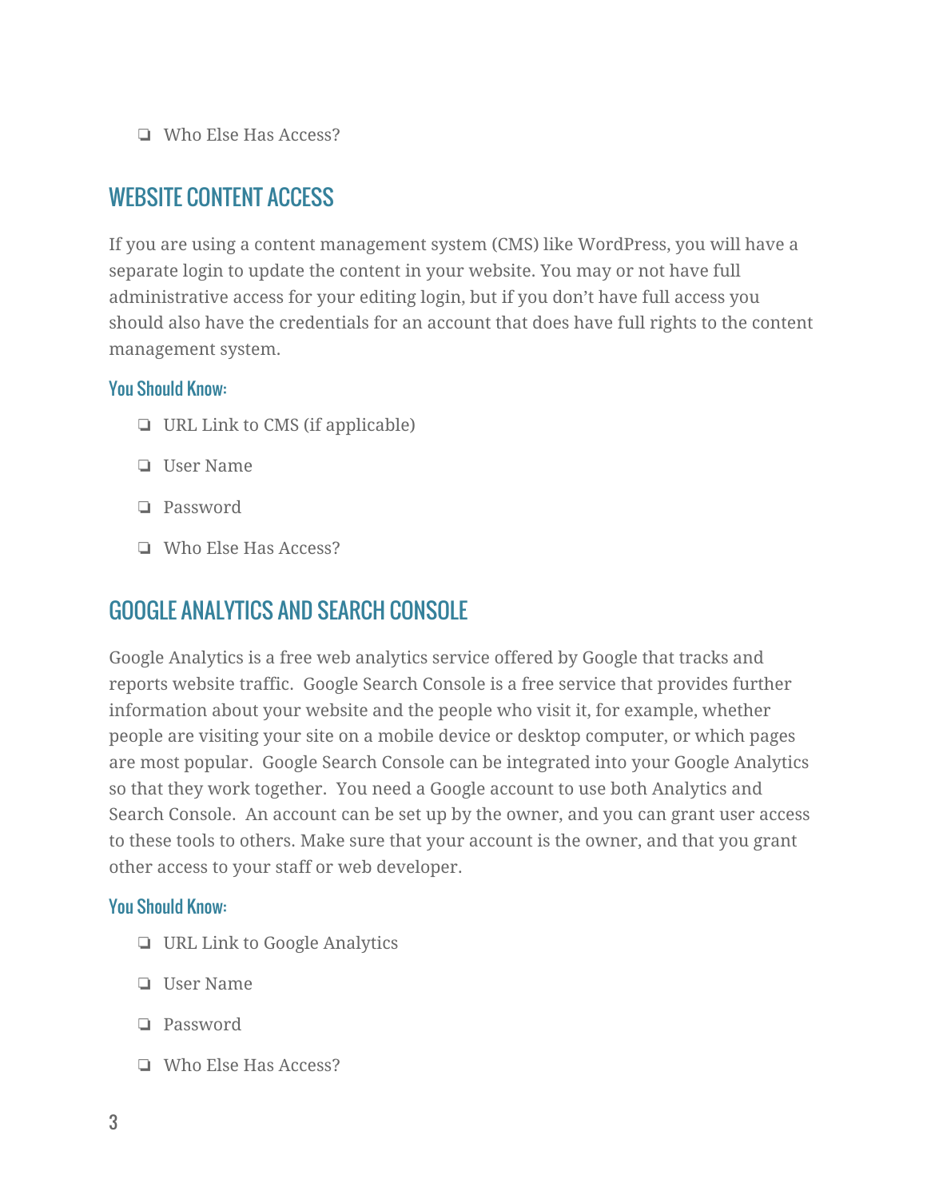- ❏ Who Else Has Access?

## WEBSITE CONTENT ACCESS

If you are using a content management system (CMS) like WordPress, you will have a separate login to update the content in your website. You may or not have full administrative access for your editing login, but if you don't have full access you should also have the credentials for an account that does have full rights to the content management system.

### You Should Know:

- ❏ URL Link to CMS (if applicable)
- ❏ User Name
- ❏ Password
- ❏ Who Else Has Access?

## GOOGLE ANALYTICS AND SEARCH CONSOLE

Google Analytics is a free web analytics service offered by Google that tracks and reports website traffic. Google Search Console is a free service that provides further information about your website and the people who visit it, for example, whether people are visiting your site on a mobile device or desktop computer, or which pages are most popular. Google Search Console can be integrated into your Google Analytics so that they work together. You need a Google account to use both Analytics and Search Console. An account can be set up by the owner, and you can grant user access to these tools to others. Make sure that your account is the owner, and that you grant other access to your staff or web developer.

### You Should Know:

- ❏ URL Link to Google Analytics
- ❏ User Name
- ❏ Password
- ❏ Who Else Has Access?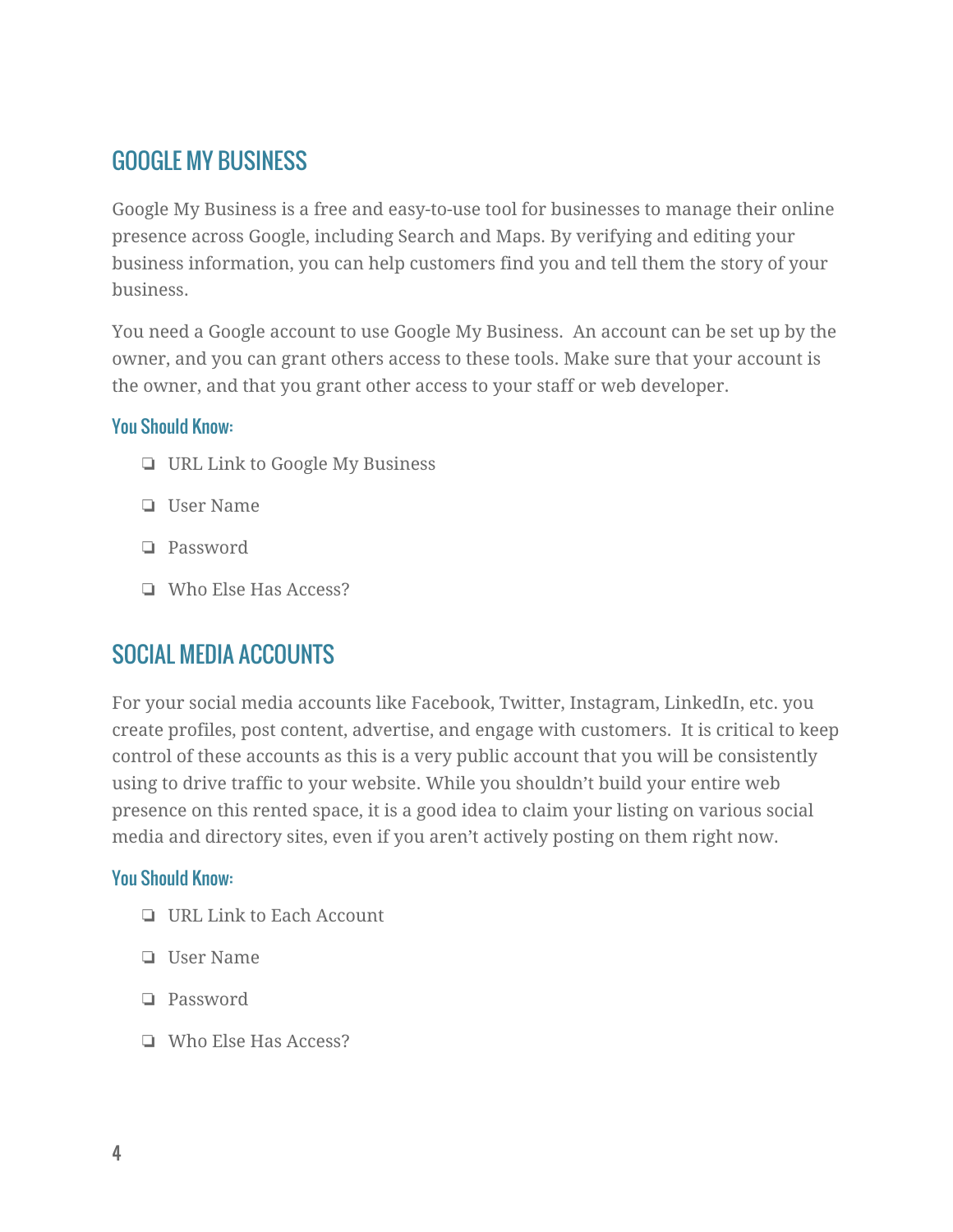## GOOGLE MY BUSINESS

Google My Business is a free and easy-to-use tool for businesses to manage their online presence across Google, including Search and Maps. By verifying and editing your business information, you can help customers find you and tell them the story of your business.

You need a Google account to use Google My Business. An account can be set up by the owner, and you can grant others access to these tools. Make sure that your account is the owner, and that you grant other access to your staff or web developer.

### You Should Know:

- ❏ URL Link to Google My Business
- ❏ User Name
- ❏ Password
- ❏ Who Else Has Access?

## SOCIAL MEDIA ACCOUNTS

For your social media accounts like Facebook, Twitter, Instagram, LinkedIn, etc. you create profiles, post content, advertise, and engage with customers. It is critical to keep control of these accounts as this is a very public account that you will be consistently using to drive traffic to your website. While you shouldn't build your entire web presence on this rented space, it is a good idea to claim your listing on various social media and directory sites, even if you aren't actively posting on them right now.

### You Should Know:

- ❏ URL Link to Each Account
- ❏ User Name
- ❏ Password
- ❏ Who Else Has Access?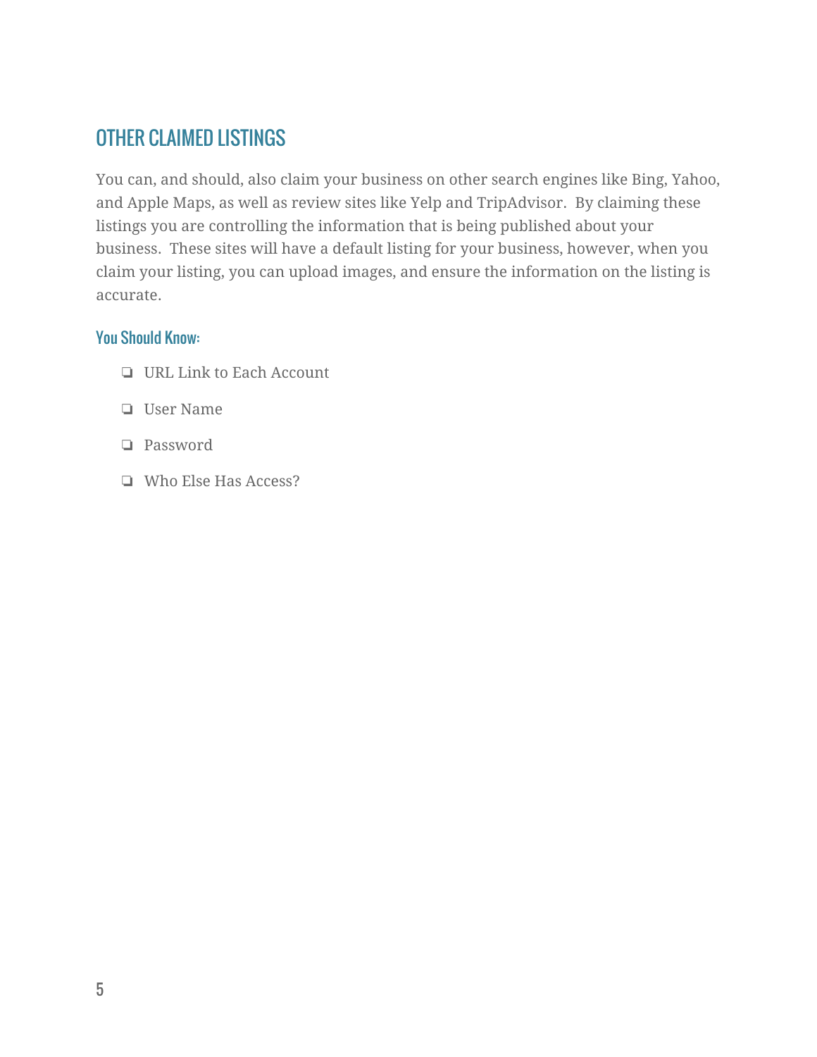## OTHER CLAIMED LISTINGS

You can, and should, also claim your business on other search engines like Bing, Yahoo, and Apple Maps, as well as review sites like Yelp and TripAdvisor.  By claiming these listings you are controlling the information that is being published about your business.  These sites will have a default listing for your business, however, when you claim your listing, you can upload images, and ensure the information on the listing is accurate.

### You Should Know:

- [ ] URL Link to Each Account
- [ ] User Name
- [ ] Password
- [ ] Who Else Has Access?